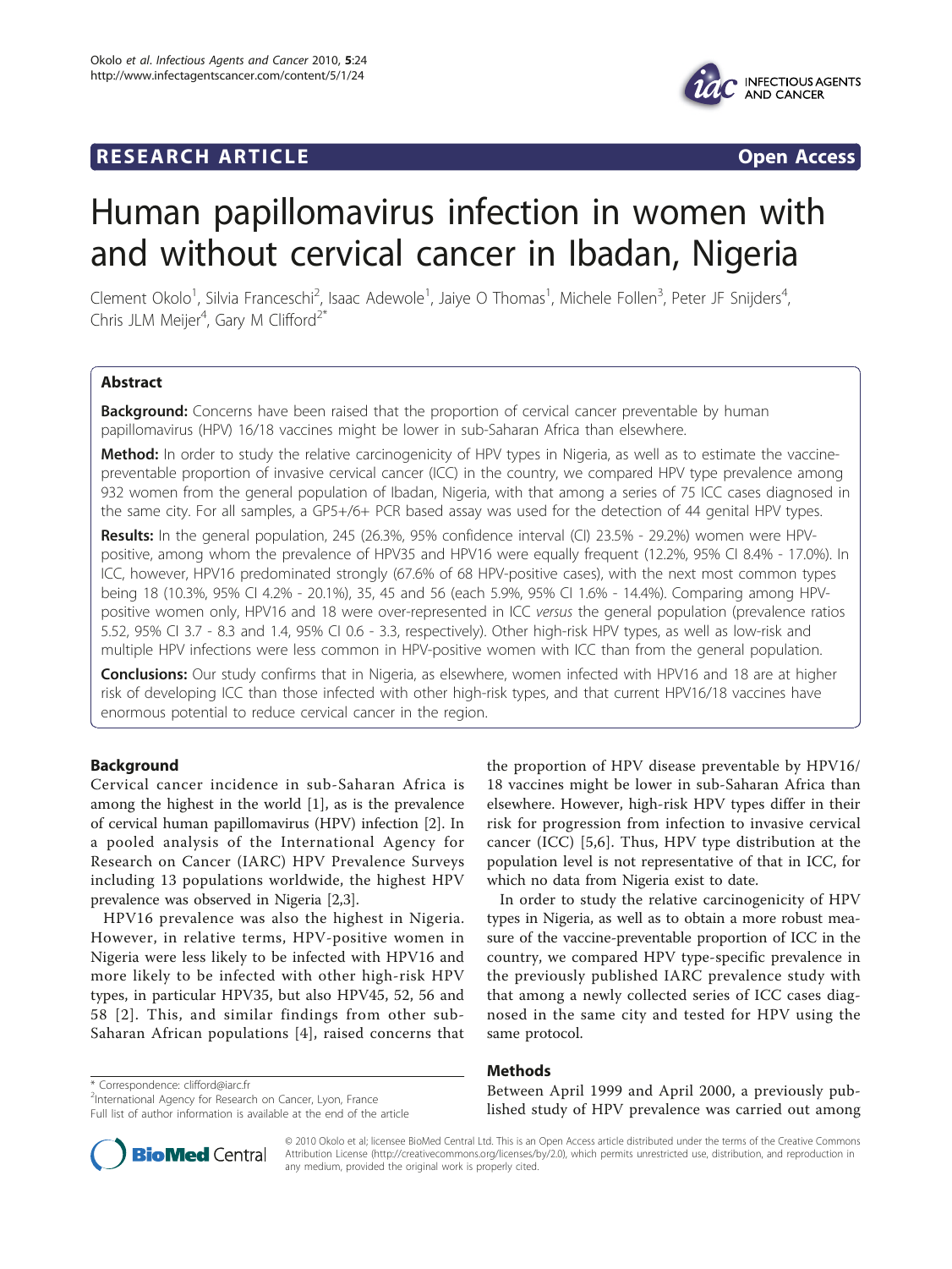RESEARCH ARTICLE Open Access

# Human papillomavirus infection in women with and without cervical cancer in Ibadan, Nigeria

Clement Okolo[1], Silvia Franceschi[2], Isaac Adewole[1], Jaiye O Thomas[1], Michele Follen[3], Peter JF Snijders[4], Chris JLM Meijer[4], Gary M Clifford[2*]

## Abstract

**Background:** Concerns have been raised that the proportion of cervical cancer preventable by human papillomavirus (HPV) 16/18 vaccines might be lower in sub-Saharan Africa than elsewhere.

**Method:** In order to study the relative carcinogenicity of HPV types in Nigeria, as well as to estimate the vaccine-preventable proportion of invasive cervical cancer (ICC) in the country, we compared HPV type prevalence among 932 women from the general population of Ibadan, Nigeria, with that among a series of 75 ICC cases diagnosed in the same city. For all samples, a GP5+/6+ PCR based assay was used for the detection of 44 genital HPV types.

**Results:** In the general population, 245 (26.3%, 95% confidence interval (CI) 23.5% - 29.2%) women were HPV-positive, among whom the prevalence of HPV35 and HPV16 were equally frequent (12.2%, 95% CI 8.4% - 17.0%). In ICC, however, HPV16 predominated strongly (67.6% of 68 HPV-positive cases), with the next most common types being 18 (10.3%, 95% CI 4.2% - 20.1%), 35, 45 and 56 (each 5.9%, 95% CI 1.6% - 14.4%). Comparing among HPV-positive women only, HPV16 and 18 were over-represented in ICC *versus* the general population (prevalence ratios 5.52, 95% CI 3.7 - 8.3 and 1.4, 95% CI 0.6 - 3.3, respectively). Other high-risk HPV types, as well as low-risk and multiple HPV infections were less common in HPV-positive women with ICC than from the general population.

**Conclusions:** Our study confirms that in Nigeria, as elsewhere, women infected with HPV16 and 18 are at higher risk of developing ICC than those infected with other high-risk types, and that current HPV16/18 vaccines have enormous potential to reduce cervical cancer in the region.

## Background

Cervical cancer incidence in sub-Saharan Africa is among the highest in the world [1], as is the prevalence of cervical human papillomavirus (HPV) infection [2]. In a pooled analysis of the International Agency for Research on Cancer (IARC) HPV Prevalence Surveys including 13 populations worldwide, the highest HPV prevalence was observed in Nigeria [2,3].

HPV16 prevalence was also the highest in Nigeria. However, in relative terms, HPV-positive women in Nigeria were less likely to be infected with HPV16 and more likely to be infected with other high-risk HPV types, in particular HPV35, but also HPV45, 52, 56 and 58 [2]. This, and similar findings from other sub-Saharan African populations [4], raised concerns that the proportion of HPV disease preventable by HPV16/18 vaccines might be lower in sub-Saharan Africa than elsewhere. However, high-risk HPV types differ in their risk for progression from infection to invasive cervical cancer (ICC) [5,6]. Thus, HPV type distribution at the population level is not representative of that in ICC, for which no data from Nigeria exist to date.

In order to study the relative carcinogenicity of HPV types in Nigeria, as well as to obtain a more robust measure of the vaccine-preventable proportion of ICC in the country, we compared HPV type-specific prevalence in the previously published IARC prevalence study with that among a newly collected series of ICC cases diagnosed in the same city and tested for HPV using the same protocol.

## Methods

Between April 1999 and April 2000, a previously published study of HPV prevalence was carried out among

* Correspondence: clifford@iarc.fr
[2]International Agency for Research on Cancer, Lyon, France
Full list of author information is available at the end of the article

© 2010 Okolo et al; licensee BioMed Central Ltd. This is an Open Access article distributed under the terms of the Creative Commons Attribution License (http://creativecommons.org/licenses/by/2.0), which permits unrestricted use, distribution, and reproduction in any medium, provided the original work is properly cited.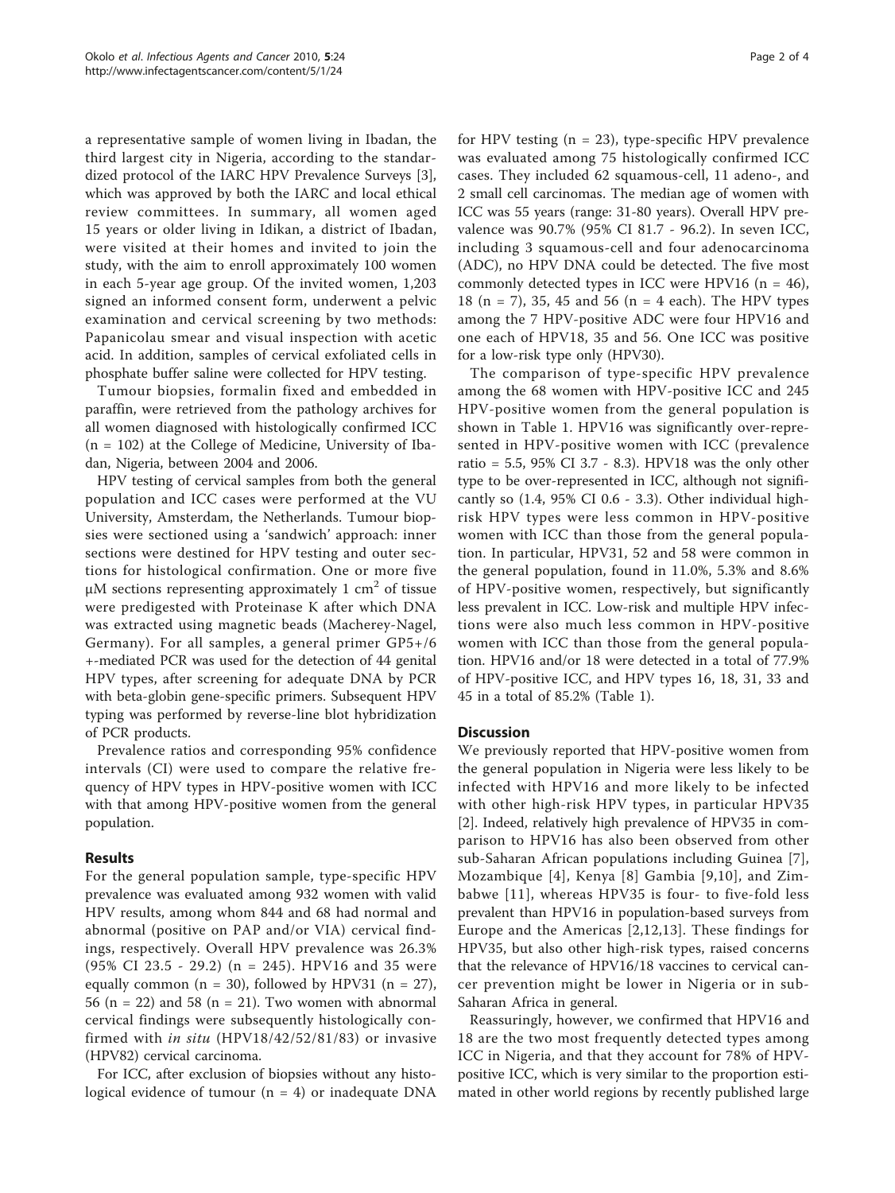a representative sample of women living in Ibadan, the third largest city in Nigeria, according to the standardized protocol of the IARC HPV Prevalence Surveys [3], which was approved by both the IARC and local ethical review committees. In summary, all women aged 15 years or older living in Idikan, a district of Ibadan, were visited at their homes and invited to join the study, with the aim to enroll approximately 100 women in each 5-year age group. Of the invited women, 1,203 signed an informed consent form, underwent a pelvic examination and cervical screening by two methods: Papanicolau smear and visual inspection with acetic acid. In addition, samples of cervical exfoliated cells in phosphate buffer saline were collected for HPV testing.

Tumour biopsies, formalin fixed and embedded in paraffin, were retrieved from the pathology archives for all women diagnosed with histologically confirmed ICC (n = 102) at the College of Medicine, University of Ibadan, Nigeria, between 2004 and 2006.

HPV testing of cervical samples from both the general population and ICC cases were performed at the VU University, Amsterdam, the Netherlands. Tumour biopsies were sectioned using a 'sandwich' approach: inner sections were destined for HPV testing and outer sections for histological confirmation. One or more five μM sections representing approximately 1 $cm^2$ of tissue were predigested with Proteinase K after which DNA was extracted using magnetic beads (Macherey-Nagel, Germany). For all samples, a general primer GP5+/6+-mediated PCR was used for the detection of 44 genital HPV types, after screening for adequate DNA by PCR with beta-globin gene-specific primers. Subsequent HPV typing was performed by reverse-line blot hybridization of PCR products.

Prevalence ratios and corresponding 95% confidence intervals (CI) were used to compare the relative frequency of HPV types in HPV-positive women with ICC with that among HPV-positive women from the general population.

## Results

For the general population sample, type-specific HPV prevalence was evaluated among 932 women with valid HPV results, among whom 844 and 68 had normal and abnormal (positive on PAP and/or VIA) cervical findings, respectively. Overall HPV prevalence was 26.3% (95% CI 23.5 - 29.2) (n = 245). HPV16 and 35 were equally common (n = 30), followed by HPV31 (n = 27), 56 (n = 22) and 58 (n = 21). Two women with abnormal cervical findings were subsequently histologically confirmed with *in situ* (HPV18/42/52/81/83) or invasive (HPV82) cervical carcinoma.

For ICC, after exclusion of biopsies without any histological evidence of tumour (n = 4) or inadequate DNA for HPV testing (n = 23), type-specific HPV prevalence was evaluated among 75 histologically confirmed ICC cases. They included 62 squamous-cell, 11 adeno-, and 2 small cell carcinomas. The median age of women with ICC was 55 years (range: 31-80 years). Overall HPV prevalence was 90.7% (95% CI 81.7 - 96.2). In seven ICC, including 3 squamous-cell and four adenocarcinoma (ADC), no HPV DNA could be detected. The five most commonly detected types in ICC were HPV16 (n = 46), 18 (n = 7), 35, 45 and 56 (n = 4 each). The HPV types among the 7 HPV-positive ADC were four HPV16 and one each of HPV18, 35 and 56. One ICC was positive for a low-risk type only (HPV30).

The comparison of type-specific HPV prevalence among the 68 women with HPV-positive ICC and 245 HPV-positive women from the general population is shown in Table 1. HPV16 was significantly over-represented in HPV-positive women with ICC (prevalence ratio = 5.5, 95% CI 3.7 - 8.3). HPV18 was the only other type to be over-represented in ICC, although not significantly so (1.4, 95% CI 0.6 - 3.3). Other individual high-risk HPV types were less common in HPV-positive women with ICC than those from the general population. In particular, HPV31, 52 and 58 were common in the general population, found in 11.0%, 5.3% and 8.6% of HPV-positive women, respectively, but significantly less prevalent in ICC. Low-risk and multiple HPV infections were also much less common in HPV-positive women with ICC than those from the general population. HPV16 and/or 18 were detected in a total of 77.9% of HPV-positive ICC, and HPV types 16, 18, 31, 33 and 45 in a total of 85.2% (Table 1).

## Discussion

We previously reported that HPV-positive women from the general population in Nigeria were less likely to be infected with HPV16 and more likely to be infected with other high-risk HPV types, in particular HPV35 [2]. Indeed, relatively high prevalence of HPV35 in comparison to HPV16 has also been observed from other sub-Saharan African populations including Guinea [7], Mozambique [4], Kenya [8] Gambia [9,10], and Zimbabwe [11], whereas HPV35 is four- to five-fold less prevalent than HPV16 in population-based surveys from Europe and the Americas [2,12,13]. These findings for HPV35, but also other high-risk types, raised concerns that the relevance of HPV16/18 vaccines to cervical cancer prevention might be lower in Nigeria or in sub-Saharan Africa in general.

Reassuringly, however, we confirmed that HPV16 and 18 are the two most frequently detected types among ICC in Nigeria, and that they account for 78% of HPV-positive ICC, which is very similar to the proportion estimated in other world regions by recently published large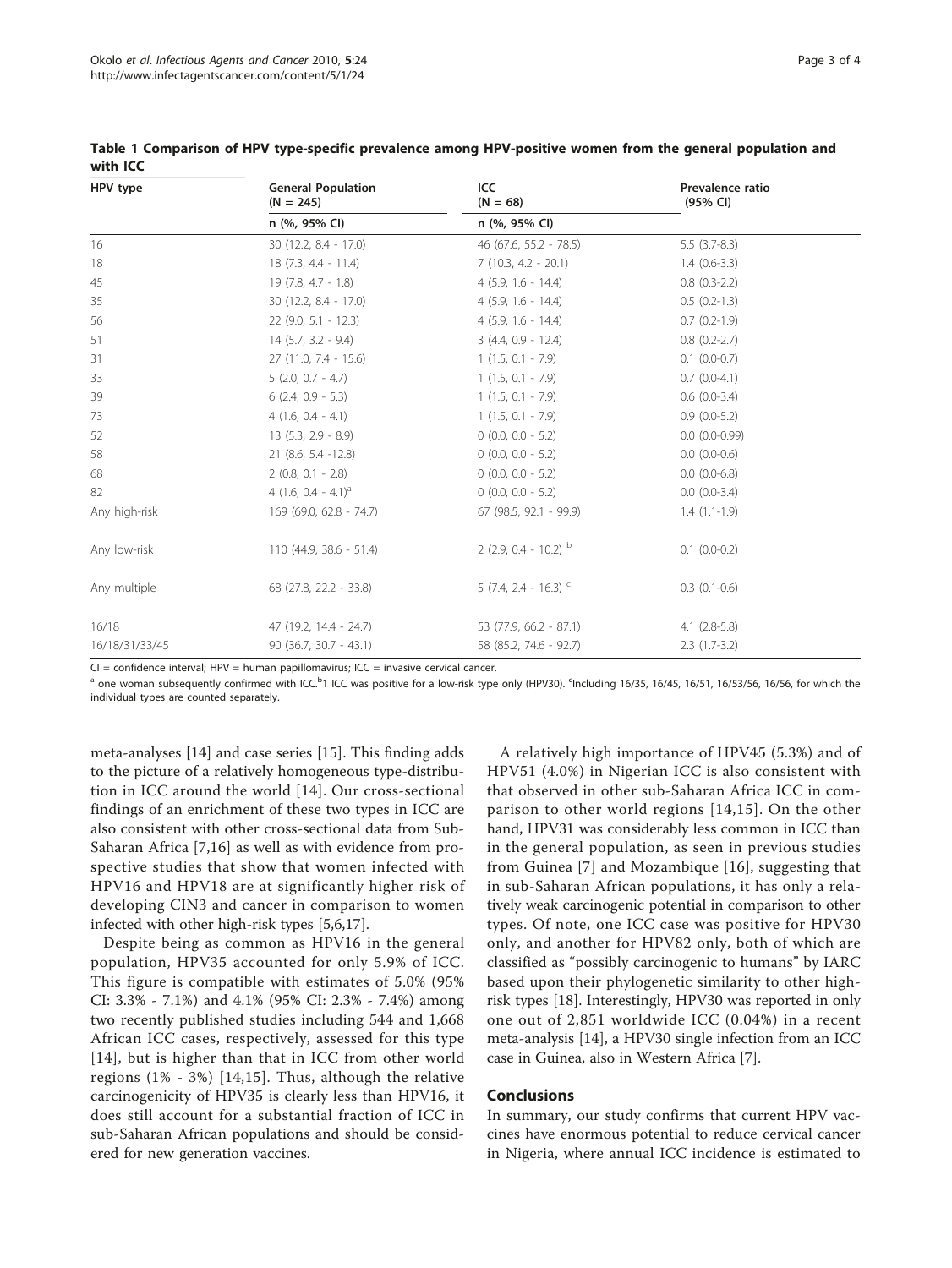**Table 1 Comparison of HPV type-specific prevalence among HPV-positive women from the general population and with ICC**

| HPV type | General Population (N = 245) | ICC (N = 68) | Prevalence ratio (95% CI) |
|---|---|---|---|
| | n (%, 95% CI) | n (%, 95% CI) | |
| 16 | 30 (12.2, 8.4 - 17.0) | 46 (67.6, 55.2 - 78.5) | 5.5 (3.7-8.3) |
| 18 | 18 (7.3, 4.4 - 11.4) | 7 (10.3, 4.2 - 20.1) | 1.4 (0.6-3.3) |
| 45 | 19 (7.8, 4.7 - 1.8) | 4 (5.9, 1.6 - 14.4) | 0.8 (0.3-2.2) |
| 35 | 30 (12.2, 8.4 - 17.0) | 4 (5.9, 1.6 - 14.4) | 0.5 (0.2-1.3) |
| 56 | 22 (9.0, 5.1 - 12.3) | 4 (5.9, 1.6 - 14.4) | 0.7 (0.2-1.9) |
| 51 | 14 (5.7, 3.2 - 9.4) | 3 (4.4, 0.9 - 12.4) | 0.8 (0.2-2.7) |
| 31 | 27 (11.0, 7.4 - 15.6) | 1 (1.5, 0.1 - 7.9) | 0.1 (0.0-0.7) |
| 33 | 5 (2.0, 0.7 - 4.7) | 1 (1.5, 0.1 - 7.9) | 0.7 (0.0-4.1) |
| 39 | 6 (2.4, 0.9 - 5.3) | 1 (1.5, 0.1 - 7.9) | 0.6 (0.0-3.4) |
| 73 | 4 (1.6, 0.4 - 4.1) | 1 (1.5, 0.1 - 7.9) | 0.9 (0.0-5.2) |
| 52 | 13 (5.3, 2.9 - 8.9) | 0 (0.0, 0.0 - 5.2) | 0.0 (0.0-0.99) |
| 58 | 21 (8.6, 5.4 -12.8) | 0 (0.0, 0.0 - 5.2) | 0.0 (0.0-0.6) |
| 68 | 2 (0.8, 0.1 - 2.8) | 0 (0.0, 0.0 - 5.2) | 0.0 (0.0-6.8) |
| 82 | 4 (1.6, 0.4 - 4.1)[a] | 0 (0.0, 0.0 - 5.2) | 0.0 (0.0-3.4) |
| Any high-risk | 169 (69.0, 62.8 - 74.7) | 67 (98.5, 92.1 - 99.9) | 1.4 (1.1-1.9) |
| Any low-risk | 110 (44.9, 38.6 - 51.4) | 2 (2.9, 0.4 - 10.2) [b] | 0.1 (0.0-0.2) |
| Any multiple | 68 (27.8, 22.2 - 33.8) | 5 (7.4, 2.4 - 16.3) [c] | 0.3 (0.1-0.6) |
| 16/18 | 47 (19.2, 14.4 - 24.7) | 53 (77.9, 66.2 - 87.1) | 4.1 (2.8-5.8) |
| 16/18/31/33/45 | 90 (36.7, 30.7 - 43.1) | 58 (85.2, 74.6 - 92.7) | 2.3 (1.7-3.2) |

CI = confidence interval; HPV = human papillomavirus; ICC = invasive cervical cancer.

[a] one woman subsequently confirmed with ICC.[b]1 ICC was positive for a low-risk type only (HPV30). [c]Including 16/35, 16/45, 16/51, 16/53/56, 16/56, for which the individual types are counted separately.

meta-analyses [14] and case series [15]. This finding adds to the picture of a relatively homogeneous type-distribution in ICC around the world [14]. Our cross-sectional findings of an enrichment of these two types in ICC are also consistent with other cross-sectional data from Sub-Saharan Africa [7,16] as well as with evidence from prospective studies that show that women infected with HPV16 and HPV18 are at significantly higher risk of developing CIN3 and cancer in comparison to women infected with other high-risk types [5,6,17].

Despite being as common as HPV16 in the general population, HPV35 accounted for only 5.9% of ICC. This figure is compatible with estimates of 5.0% (95% CI: 3.3% - 7.1%) and 4.1% (95% CI: 2.3% - 7.4%) among two recently published studies including 544 and 1,668 African ICC cases, respectively, assessed for this type [14], but is higher than that in ICC from other world regions (1% - 3%) [14,15]. Thus, although the relative carcinogenicity of HPV35 is clearly less than HPV16, it does still account for a substantial fraction of ICC in sub-Saharan African populations and should be considered for new generation vaccines.

A relatively high importance of HPV45 (5.3%) and of HPV51 (4.0%) in Nigerian ICC is also consistent with that observed in other sub-Saharan Africa ICC in comparison to other world regions [14,15]. On the other hand, HPV31 was considerably less common in ICC than in the general population, as seen in previous studies from Guinea [7] and Mozambique [16], suggesting that in sub-Saharan African populations, it has only a relatively weak carcinogenic potential in comparison to other types. Of note, one ICC case was positive for HPV30 only, and another for HPV82 only, both of which are classified as "possibly carcinogenic to humans" by IARC based upon their phylogenetic similarity to other high-risk types [18]. Interestingly, HPV30 was reported in only one out of 2,851 worldwide ICC (0.04%) in a recent meta-analysis [14], a HPV30 single infection from an ICC case in Guinea, also in Western Africa [7].

## Conclusions

In summary, our study confirms that current HPV vaccines have enormous potential to reduce cervical cancer in Nigeria, where annual ICC incidence is estimated to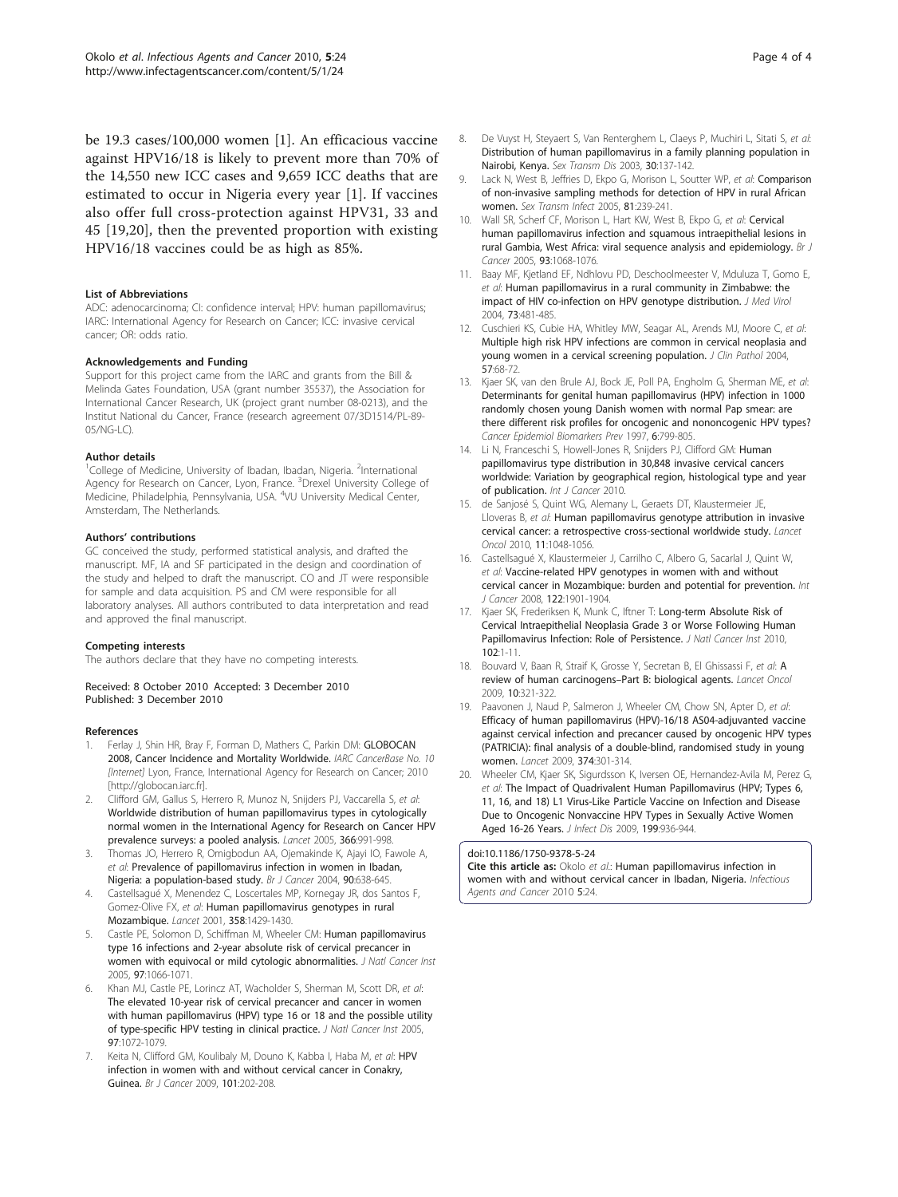be 19.3 cases/100,000 women [1]. An efficacious vaccine against HPV16/18 is likely to prevent more than 70% of the 14,550 new ICC cases and 9,659 ICC deaths that are estimated to occur in Nigeria every year [1]. If vaccines also offer full cross-protection against HPV31, 33 and 45 [19,20], then the prevented proportion with existing HPV16/18 vaccines could be as high as 85%.

#### List of Abbreviations

ADC: adenocarcinoma; CI: confidence interval; HPV: human papillomavirus; IARC: International Agency for Research on Cancer; ICC: invasive cervical cancer; OR: odds ratio.

#### Acknowledgements and Funding

Support for this project came from the IARC and grants from the Bill & Melinda Gates Foundation, USA (grant number 35537), the Association for International Cancer Research, UK (project grant number 08-0213), and the Institut National du Cancer, France (research agreement 07/3D1514/PL-89-05/NG-LC).

#### Author details

[1]College of Medicine, University of Ibadan, Ibadan, Nigeria. [2]International Agency for Research on Cancer, Lyon, France. [3]Drexel University College of Medicine, Philadelphia, Pennsylvania, USA. [4]VU University Medical Center, Amsterdam, The Netherlands.

#### Authors' contributions

GC conceived the study, performed statistical analysis, and drafted the manuscript. MF, IA and SF participated in the design and coordination of the study and helped to draft the manuscript. CO and JT were responsible for sample and data acquisition. PS and CM were responsible for all laboratory analyses. All authors contributed to data interpretation and read and approved the final manuscript.

#### Competing interests

The authors declare that they have no competing interests.

Received: 8 October 2010 Accepted: 3 December 2010
Published: 3 December 2010

#### References

1. Ferlay J, Shin HR, Bray F, Forman D, Mathers C, Parkin DM: **GLOBOCAN 2008, Cancer Incidence and Mortality Worldwide.** *IARC CancerBase No. 10 [Internet]* Lyon, France, International Agency for Research on Cancer; 2010 [http://globocan.iarc.fr].
2. Clifford GM, Gallus S, Herrero R, Munoz N, Snijders PJ, Vaccarella S, *et al*: **Worldwide distribution of human papillomavirus types in cytologically normal women in the International Agency for Research on Cancer HPV prevalence surveys: a pooled analysis.** *Lancet* 2005, **366**:991-998.
3. Thomas JO, Herrero R, Omigbodun AA, Ojemakinde K, Ajayi IO, Fawole A, *et al*: **Prevalence of papillomavirus infection in women in Ibadan, Nigeria: a population-based study.** *Br J Cancer* 2004, **90**:638-645.
4. Castellsagué X, Menendez C, Loscertales MP, Kornegay JR, dos Santos F, Gomez-Olive FX, *et al*: **Human papillomavirus genotypes in rural Mozambique.** *Lancet* 2001, **358**:1429-1430.
5. Castle PE, Solomon D, Schiffman M, Wheeler CM: **Human papillomavirus type 16 infections and 2-year absolute risk of cervical precancer in women with equivocal or mild cytologic abnormalities.** *J Natl Cancer Inst* 2005, **97**:1066-1071.
6. Khan MJ, Castle PE, Lorincz AT, Wacholder S, Sherman M, Scott DR, *et al*: **The elevated 10-year risk of cervical precancer and cancer in women with human papillomavirus (HPV) type 16 or 18 and the possible utility of type-specific HPV testing in clinical practice.** *J Natl Cancer Inst* 2005, **97**:1072-1079.
7. Keita N, Clifford GM, Koulibaly M, Douno K, Kabba I, Haba M, *et al*: **HPV infection in women with and without cervical cancer in Conakry, Guinea.** *Br J Cancer* 2009, **101**:202-208.
8. De Vuyst H, Steyaert S, Van Renterghem L, Claeys P, Muchiri L, Sitati S, *et al*: **Distribution of human papillomavirus in a family planning population in Nairobi, Kenya.** *Sex Transm Dis* 2003, **30**:137-142.
9. Lack N, West B, Jeffries D, Ekpo G, Morison L, Soutter WP, *et al*: **Comparison of non-invasive sampling methods for detection of HPV in rural African women.** *Sex Transm Infect* 2005, **81**:239-241.
10. Wall SR, Scherf CF, Morison L, Hart KW, West B, Ekpo G, *et al*: **Cervical human papillomavirus infection and squamous intraepithelial lesions in rural Gambia, West Africa: viral sequence analysis and epidemiology.** *Br J Cancer* 2005, **93**:1068-1076.
11. Baay MF, Kjetland EF, Ndhlovu PD, Deschoolmeester V, Mduluza T, Gomo E, *et al*: **Human papillomavirus in a rural community in Zimbabwe: the impact of HIV co-infection on HPV genotype distribution.** *J Med Virol* 2004, **73**:481-485.
12. Cuschieri KS, Cubie HA, Whitley MW, Seagar AL, Arends MJ, Moore C, *et al*: **Multiple high risk HPV infections are common in cervical neoplasia and young women in a cervical screening population.** *J Clin Pathol* 2004, **57**:68-72.
13. Kjaer SK, van den Brule AJ, Bock JE, Poll PA, Engholm G, Sherman ME, *et al*: **Determinants for genital human papillomavirus (HPV) infection in 1000 randomly chosen young Danish women with normal Pap smear: are there different risk profiles for oncogenic and nononcogenic HPV types?** *Cancer Epidemiol Biomarkers Prev* 1997, **6**:799-805.
14. Li N, Franceschi S, Howell-Jones R, Snijders PJ, Clifford GM: **Human papillomavirus type distribution in 30,848 invasive cervical cancers worldwide: Variation by geographical region, histological type and year of publication.** *Int J Cancer* 2010.
15. de Sanjosé S, Quint WG, Alemany L, Geraets DT, Klaustermeier JE, Lloveras B, *et al*: **Human papillomavirus genotype attribution in invasive cervical cancer: a retrospective cross-sectional worldwide study.** *Lancet Oncol* 2010, **11**:1048-1056.
16. Castellsagué X, Klaustermeier J, Carrilho C, Albero G, Sacarlal J, Quint W, *et al*: **Vaccine-related HPV genotypes in women with and without cervical cancer in Mozambique: burden and potential for prevention.** *Int J Cancer* 2008, **122**:1901-1904.
17. Kjaer SK, Frederiksen K, Munk C, Iftner T: **Long-term Absolute Risk of Cervical Intraepithelial Neoplasia Grade 3 or Worse Following Human Papillomavirus Infection: Role of Persistence.** *J Natl Cancer Inst* 2010, **102**:1-11.
18. Bouvard V, Baan R, Straif K, Grosse Y, Secretan B, El Ghissassi F, *et al*: **A review of human carcinogens–Part B: biological agents.** *Lancet Oncol* 2009, **10**:321-322.
19. Paavonen J, Naud P, Salmeron J, Wheeler CM, Chow SN, Apter D, *et al*: **Efficacy of human papillomavirus (HPV)-16/18 AS04-adjuvanted vaccine against cervical infection and precancer caused by oncogenic HPV types (PATRICIA): final analysis of a double-blind, randomised study in young women.** *Lancet* 2009, **374**:301-314.
20. Wheeler CM, Kjaer SK, Sigurdsson K, Iversen OE, Hernandez-Avila M, Perez G, *et al*: **The Impact of Quadrivalent Human Papillomavirus (HPV; Types 6, 11, 16, and 18) L1 Virus-Like Particle Vaccine on Infection and Disease Due to Oncogenic Nonvaccine HPV Types in Sexually Active Women Aged 16-26 Years.** *J Infect Dis* 2009, **199**:936-944.

doi:10.1186/1750-9378-5-24
**Cite this article as:** Okolo *et al.*: Human papillomavirus infection in women with and without cervical cancer in Ibadan, Nigeria. *Infectious Agents and Cancer* 2010 **5**:24.